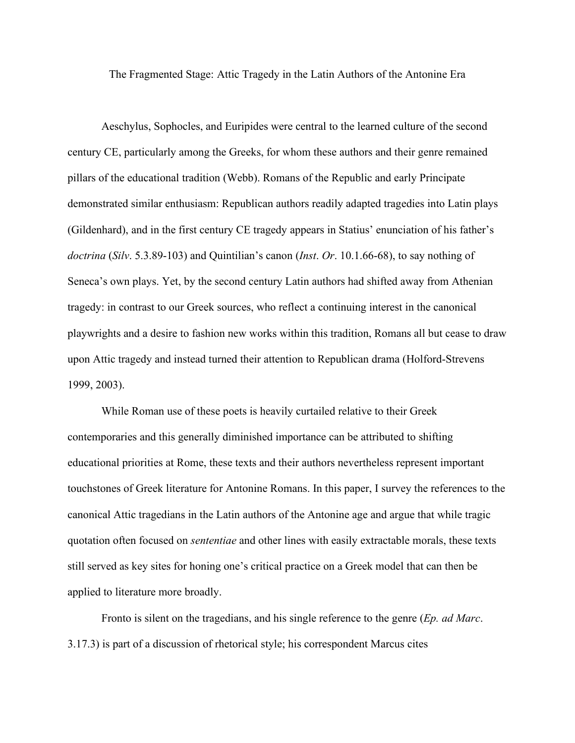# The Fragmented Stage: Attic Tragedy in the Latin Authors of the Antonine Era

Aeschylus, Sophocles, and Euripides were central to the learned culture of the second century CE, particularly among the Greeks, for whom these authors and their genre remained pillars of the educational tradition (Webb). Romans of the Republic and early Principate demonstrated similar enthusiasm: Republican authors readily adapted tragedies into Latin plays (Gildenhard), and in the first century CE tragedy appears in Statius' enunciation of his father's *doctrina* (*Silv*. 5.3.89-103) and Quintilian's canon (*Inst*. *Or*. 10.1.66-68), to say nothing of Seneca's own plays. Yet, by the second century Latin authors had shifted away from Athenian tragedy: in contrast to our Greek sources, who reflect a continuing interest in the canonical playwrights and a desire to fashion new works within this tradition, Romans all but cease to draw upon Attic tragedy and instead turned their attention to Republican drama (Holford-Strevens 1999, 2003).

While Roman use of these poets is heavily curtailed relative to their Greek contemporaries and this generally diminished importance can be attributed to shifting educational priorities at Rome, these texts and their authors nevertheless represent important touchstones of Greek literature for Antonine Romans. In this paper, I survey the references to the canonical Attic tragedians in the Latin authors of the Antonine age and argue that while tragic quotation often focused on *sententiae* and other lines with easily extractable morals, these texts still served as key sites for honing one's critical practice on a Greek model that can then be applied to literature more broadly.

Fronto is silent on the tragedians, and his single reference to the genre (*Ep. ad Marc*. 3.17.3) is part of a discussion of rhetorical style; his correspondent Marcus cites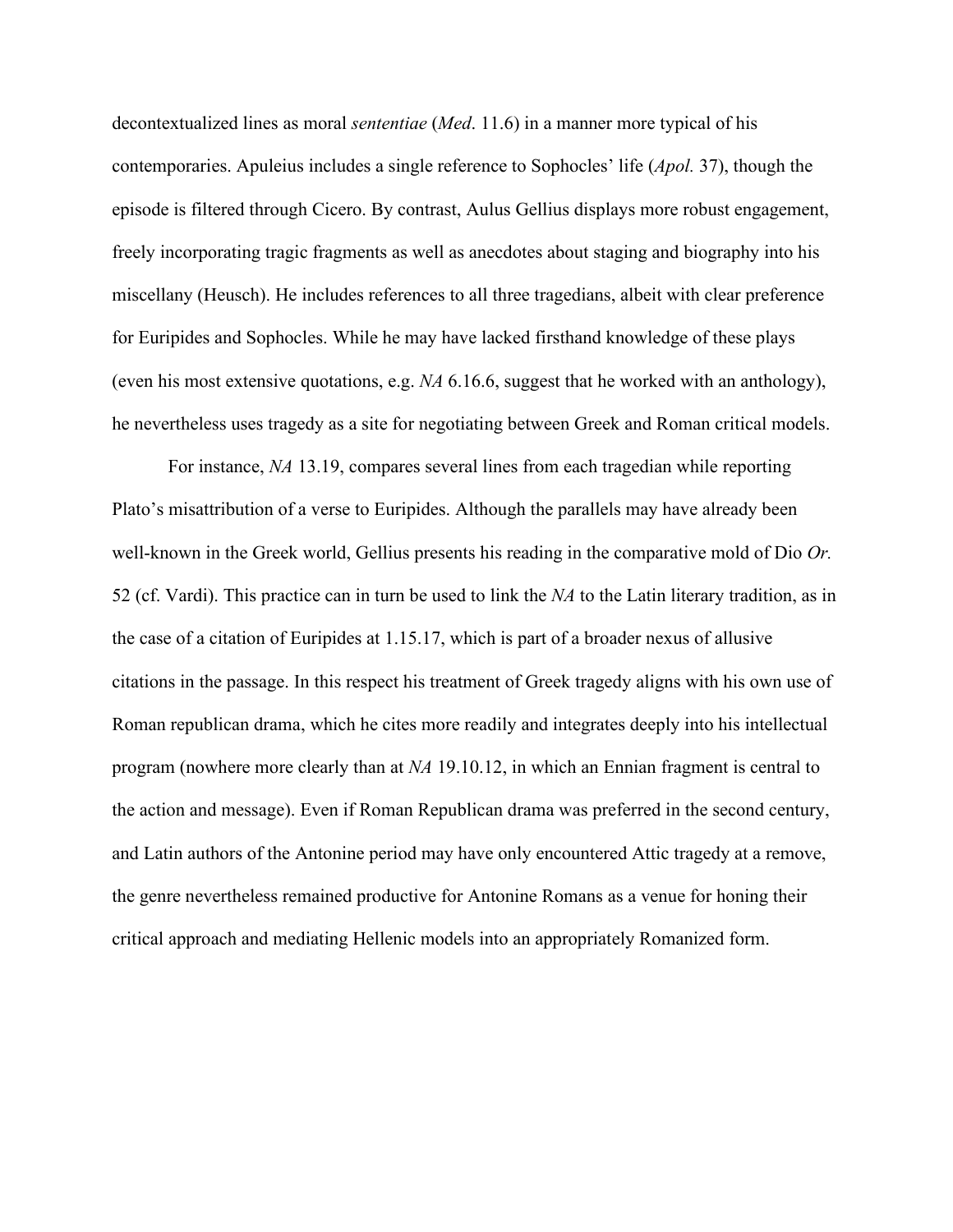decontextualized lines as moral *sententiae* (*Med*. 11.6) in a manner more typical of his contemporaries. Apuleius includes a single reference to Sophocles' life (*Apol.* 37), though the episode is filtered through Cicero. By contrast, Aulus Gellius displays more robust engagement, freely incorporating tragic fragments as well as anecdotes about staging and biography into his miscellany (Heusch). He includes references to all three tragedians, albeit with clear preference for Euripides and Sophocles. While he may have lacked firsthand knowledge of these plays (even his most extensive quotations, e.g. *NA* 6.16.6, suggest that he worked with an anthology), he nevertheless uses tragedy as a site for negotiating between Greek and Roman critical models.

For instance, *NA* 13.19, compares several lines from each tragedian while reporting Plato's misattribution of a verse to Euripides. Although the parallels may have already been well-known in the Greek world, Gellius presents his reading in the comparative mold of Dio *Or.* 52 (cf. Vardi). This practice can in turn be used to link the *NA* to the Latin literary tradition, as in the case of a citation of Euripides at 1.15.17, which is part of a broader nexus of allusive citations in the passage. In this respect his treatment of Greek tragedy aligns with his own use of Roman republican drama, which he cites more readily and integrates deeply into his intellectual program (nowhere more clearly than at *NA* 19.10.12, in which an Ennian fragment is central to the action and message). Even if Roman Republican drama was preferred in the second century, and Latin authors of the Antonine period may have only encountered Attic tragedy at a remove, the genre nevertheless remained productive for Antonine Romans as a venue for honing their critical approach and mediating Hellenic models into an appropriately Romanized form.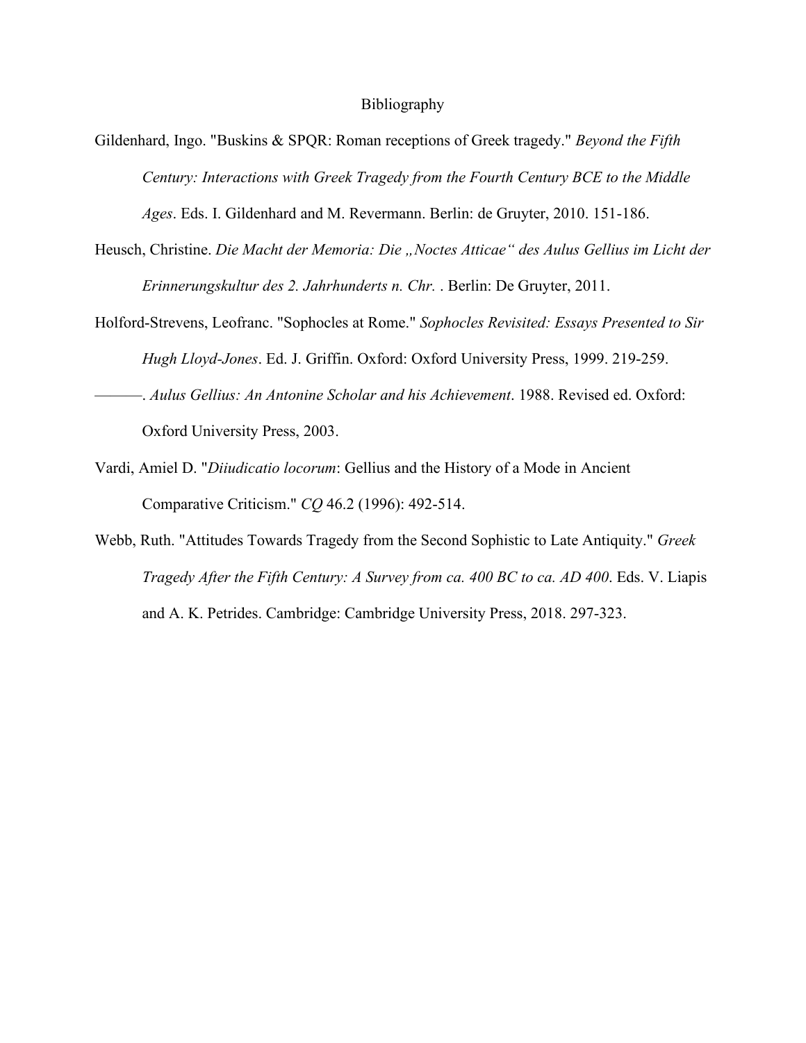# Bibliography

Gildenhard, Ingo. "Buskins & SPQR: Roman receptions of Greek tragedy." *Beyond the Fifth Century: Interactions with Greek Tragedy from the Fourth Century BCE to the Middle Ages*. Eds. I. Gildenhard and M. Revermann. Berlin: de Gruyter, 2010. 151-186.

Heusch, Christine. *Die Macht der Memoria: Die „Noctes Atticae" des Aulus Gellius im Licht der Erinnerungskultur des 2. Jahrhunderts n. Chr.* . Berlin: De Gruyter, 2011.

Holford-Strevens, Leofranc. "Sophocles at Rome." *Sophocles Revisited: Essays Presented to Sir Hugh Lloyd-Jones*. Ed. J. Griffin. Oxford: Oxford University Press, 1999. 219-259.

———. *Aulus Gellius: An Antonine Scholar and his Achievement*. 1988. Revised ed. Oxford: Oxford University Press, 2003.

Vardi, Amiel D. "*Diiudicatio locorum*: Gellius and the History of a Mode in Ancient Comparative Criticism." *CQ* 46.2 (1996): 492-514.

Webb, Ruth. "Attitudes Towards Tragedy from the Second Sophistic to Late Antiquity." *Greek Tragedy After the Fifth Century: A Survey from ca. 400 BC to ca. AD 400*. Eds. V. Liapis and A. K. Petrides. Cambridge: Cambridge University Press, 2018. 297-323.